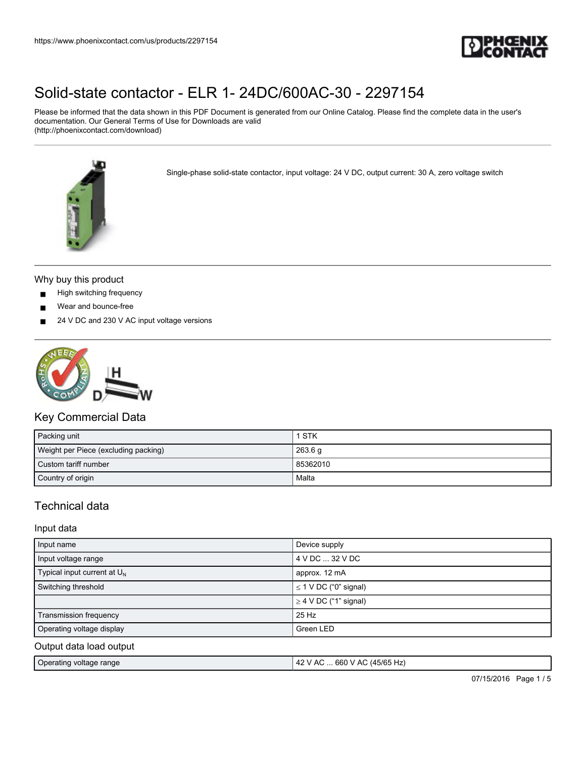# Solid-state contactor - ELR 1- 24DC/600AC-30 - 2297154

Please be informed that the data shown in this PDF Document is generated from our Online Catalog. Please find the complete data in the user's documentation. Our General Terms of Use for Downloads are valid (http://phoenixcontact.com/download)

Single-phase solid-state contactor, input voltage: 24 V DC, output current: 30 A, zero voltage switch

## Why buy this product

- High switching frequency
- Wear and bounce-free
- 24 V DC and 230 V AC input voltage versions

## Key Commercial Data

| | |
|---|---|
| Packing unit | 1 STK |
| Weight per Piece (excluding packing) | 263.6 g |
| Custom tariff number | 85362010 |
| Country of origin | Malta |

## Technical data

### Input data

| | |
|---|---|
| Input name | Device supply |
| Input voltage range | 4 V DC ... 32 V DC |
| Typical input current at $U_N$ | approx. 12 mA |
| Switching threshold | ≤ 1 V DC ("0" signal) |
| | ≥ 4 V DC ("1" signal) |
| Transmission frequency | 25 Hz |
| Operating voltage display | Green LED |

### Output data load output

| | |
|---|---|
| Operating voltage range | 42 V AC ... 660 V AC (45/65 Hz) |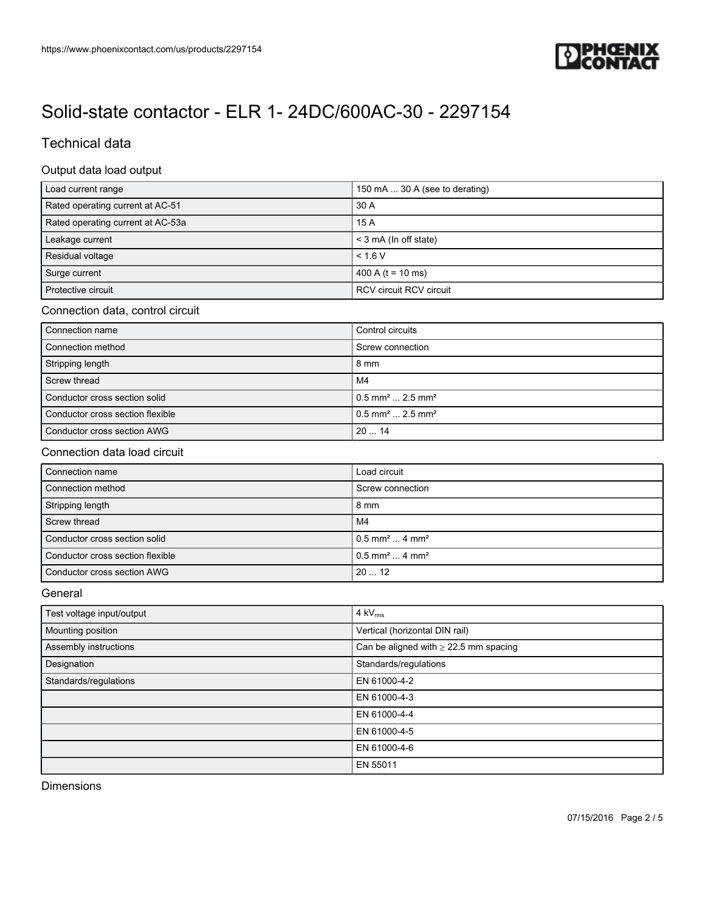# Solid-state contactor - ELR 1- 24DC/600AC-30 - 2297154

## Technical data

### Output data load output

| | |
|---|---|
| Load current range | 150 mA ... 30 A (see to derating) |
| Rated operating current at AC-51 | 30 A |
| Rated operating current at AC-53a | 15 A |
| Leakage current | < 3 mA (In off state) |
| Residual voltage | < 1.6 V |
| Surge current | 400 A (t = 10 ms) |
| Protective circuit | RCV circuit RCV circuit |

### Connection data, control circuit

| | |
|---|---|
| Connection name | Control circuits |
| Connection method | Screw connection |
| Stripping length | 8 mm |
| Screw thread | M4 |
| Conductor cross section solid | 0.5 mm² ... 2.5 mm² |
| Conductor cross section flexible | 0.5 mm² ... 2.5 mm² |
| Conductor cross section AWG | 20 ... 14 |

### Connection data load circuit

| | |
|---|---|
| Connection name | Load circuit |
| Connection method | Screw connection |
| Stripping length | 8 mm |
| Screw thread | M4 |
| Conductor cross section solid | 0.5 mm² ... 4 mm² |
| Conductor cross section flexible | 0.5 mm² ... 4 mm² |
| Conductor cross section AWG | 20 ... 12 |

### General

| | |
|---|---|
| Test voltage input/output | 4 $kV_{rms}$ |
| Mounting position | Vertical (horizontal DIN rail) |
| Assembly instructions | Can be aligned with ≥ 22.5 mm spacing |
| Designation | Standards/regulations |
| Standards/regulations | EN 61000-4-2 |
| | EN 61000-4-3 |
| | EN 61000-4-4 |
| | EN 61000-4-5 |
| | EN 61000-4-6 |
| | EN 55011 |

### Dimensions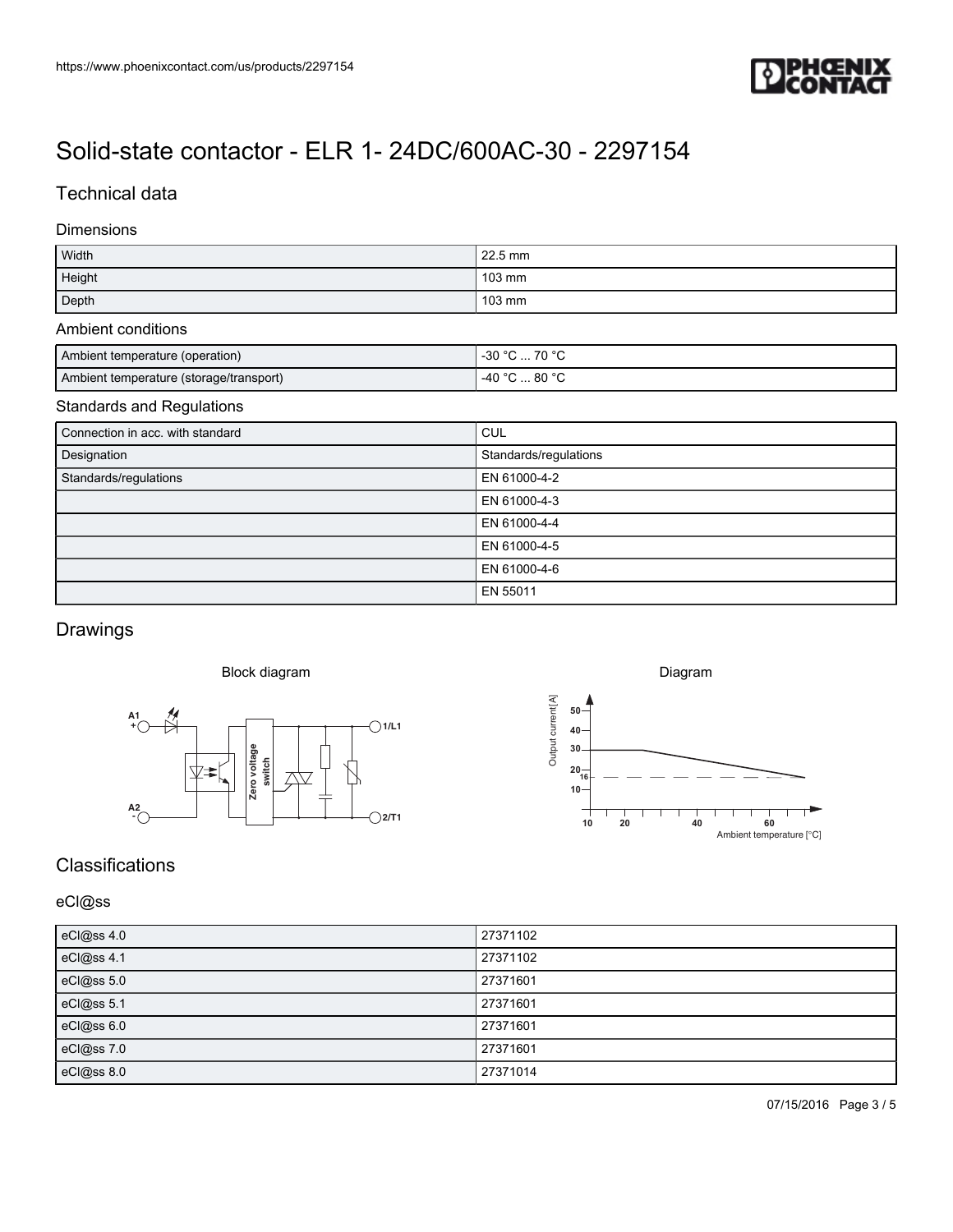https://www.phoenixcontact.com/us/products/2297154

# Solid-state contactor - ELR 1- 24DC/600AC-30 - 2297154

## Technical data

### Dimensions

| Width | 22.5 mm |
|---|---|
| Height | 103 mm |
| Depth | 103 mm |

### Ambient conditions

| Ambient temperature (operation) | -30 °C ... 70 °C |
|---|---|
| Ambient temperature (storage/transport) | -40 °C ... 80 °C |

### Standards and Regulations

| Connection in acc. with standard | CUL |
|---|---|
| Designation | Standards/regulations |
| Standards/regulations | EN 61000-4-2 |
| | EN 61000-4-3 |
| | EN 61000-4-4 |
| | EN 61000-4-5 |
| | EN 61000-4-6 |
| | EN 55011 |

## Drawings

Block diagram

A1 + A2 - Zero voltage switch 1/L1 2/T1

Diagram

Output current [A] Ambient temperature [°C]

## Classifications

### eCl@ss

| eCl@ss 4.0 | 27371102 |
|---|---|
| eCl@ss 4.1 | 27371102 |
| eCl@ss 5.0 | 27371601 |
| eCl@ss 5.1 | 27371601 |
| eCl@ss 6.0 | 27371601 |
| eCl@ss 7.0 | 27371601 |
| eCl@ss 8.0 | 27371014 |

07/15/2016 Page 3 / 5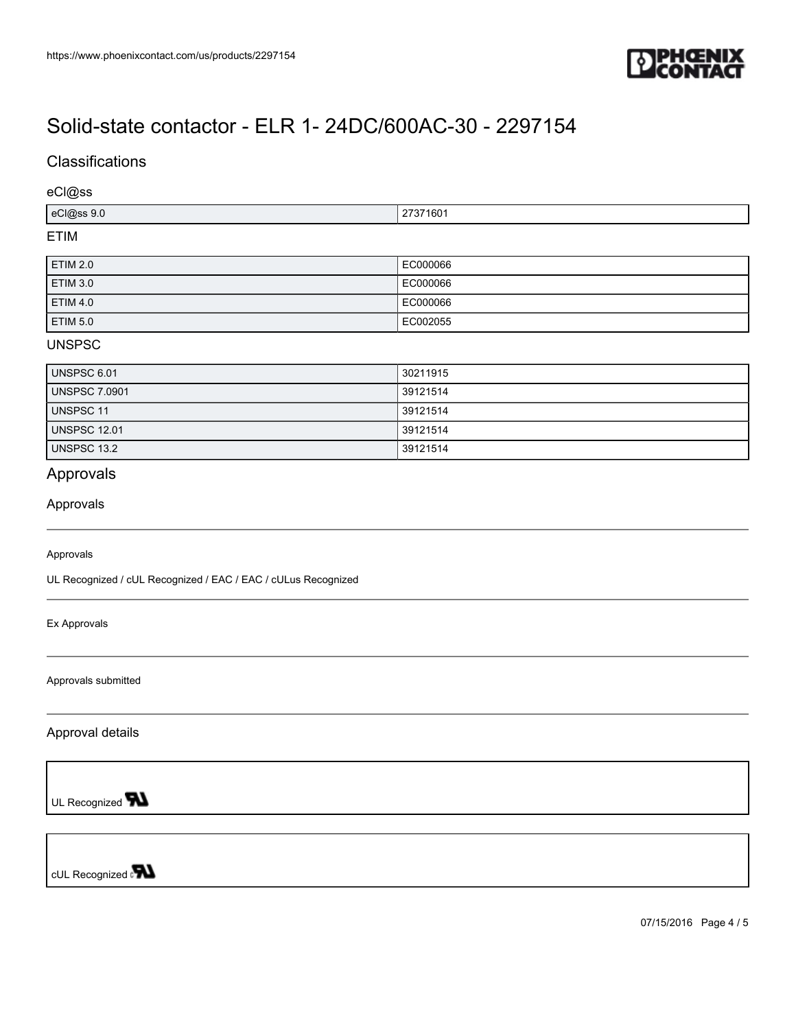# Solid-state contactor - ELR 1- 24DC/600AC-30 - 2297154

## Classifications

### eCl@ss

| | |
|---|---|
| eCl@ss 9.0 | 27371601 |

### ETIM

| | |
|---|---|
| ETIM 2.0 | EC000066 |
| ETIM 3.0 | EC000066 |
| ETIM 4.0 | EC000066 |
| ETIM 5.0 | EC002055 |

### UNSPSC

| | |
|---|---|
| UNSPSC 6.01 | 30211915 |
| UNSPSC 7.0901 | 39121514 |
| UNSPSC 11 | 39121514 |
| UNSPSC 12.01 | 39121514 |
| UNSPSC 13.2 | 39121514 |

## Approvals

### Approvals

Approvals

UL Recognized / cUL Recognized / EAC / EAC / cULus Recognized

Ex Approvals

Approvals submitted

### Approval details

UL Recognized

cUL Recognized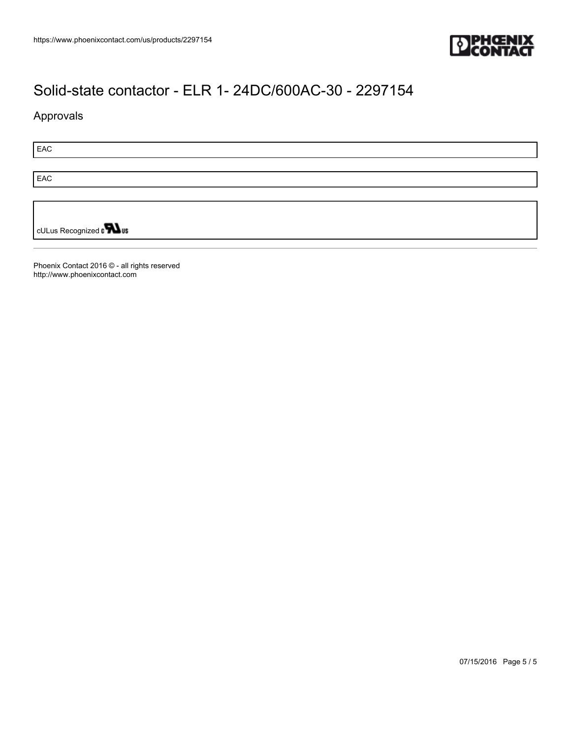# Solid-state contactor - ELR 1- 24DC/600AC-30 - 2297154

## Approvals

EAC

EAC

cULus Recognized

Phoenix Contact 2016 © - all rights reserved
http://www.phoenixcontact.com